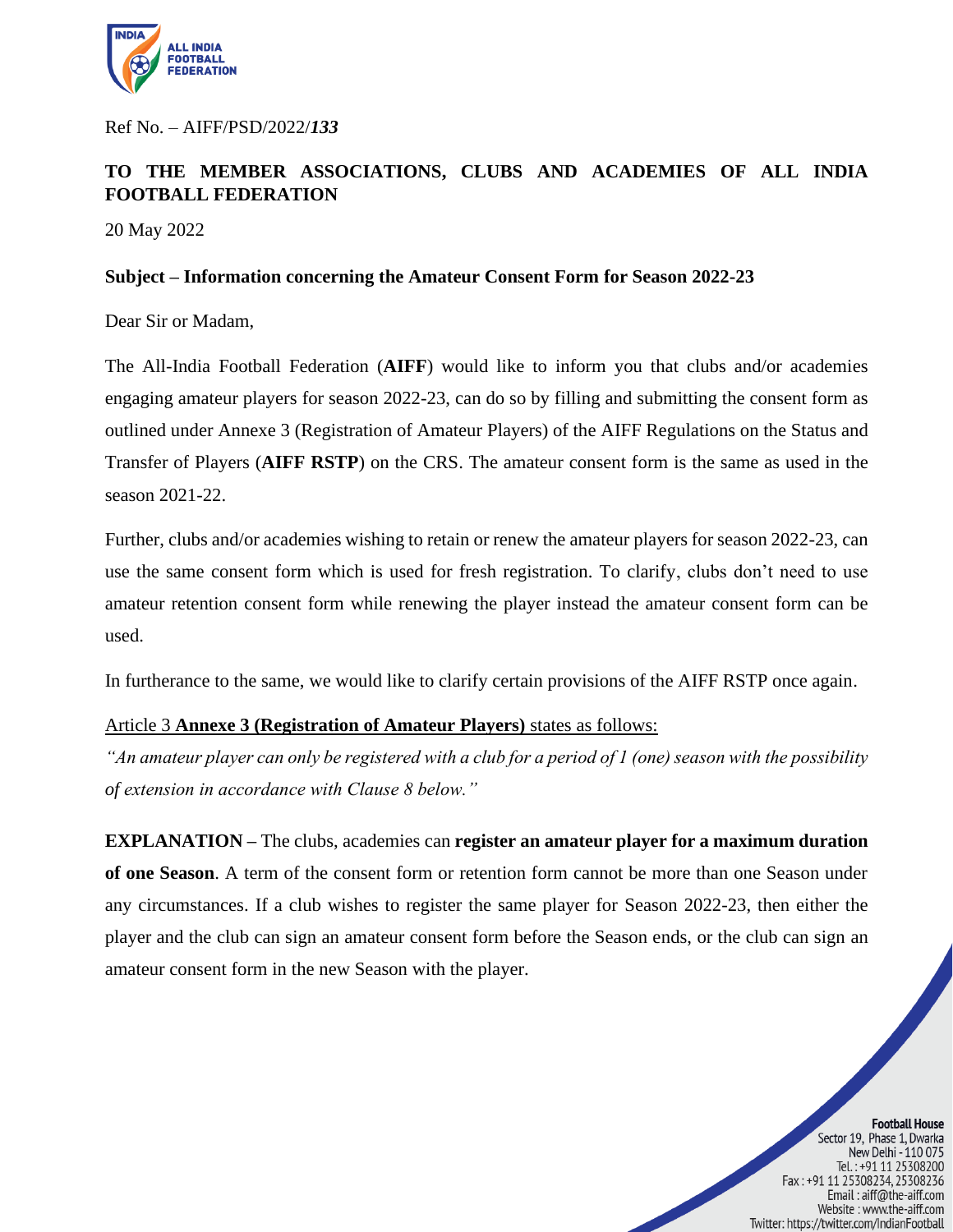Ref No. – AIFF/PSD/2022/***133***

**TO THE MEMBER ASSOCIATIONS, CLUBS AND ACADEMIES OF ALL INDIA FOOTBALL FEDERATION**

20 May 2022

**Subject – Information concerning the Amateur Consent Form for Season 2022-23**

Dear Sir or Madam,

The All-India Football Federation (**AIFF**) would like to inform you that clubs and/or academies engaging amateur players for season 2022-23, can do so by filling and submitting the consent form as outlined under Annexe 3 (Registration of Amateur Players) of the AIFF Regulations on the Status and Transfer of Players (**AIFF RSTP**) on the CRS. The amateur consent form is the same as used in the season 2021-22.

Further, clubs and/or academies wishing to retain or renew the amateur players for season 2022-23, can use the same consent form which is used for fresh registration. To clarify, clubs don't need to use amateur retention consent form while renewing the player instead the amateur consent form can be used.

In furtherance to the same, we would like to clarify certain provisions of the AIFF RSTP once again.

Article 3 **Annexe 3 (Registration of Amateur Players)** states as follows:

*"An amateur player can only be registered with a club for a period of 1 (one) season with the possibility of extension in accordance with Clause 8 below."*

**EXPLANATION –** The clubs, academies can **register an amateur player for a maximum duration of one Season**. A term of the consent form or retention form cannot be more than one Season under any circumstances. If a club wishes to register the same player for Season 2022-23, then either the player and the club can sign an amateur consent form before the Season ends, or the club can sign an amateur consent form in the new Season with the player.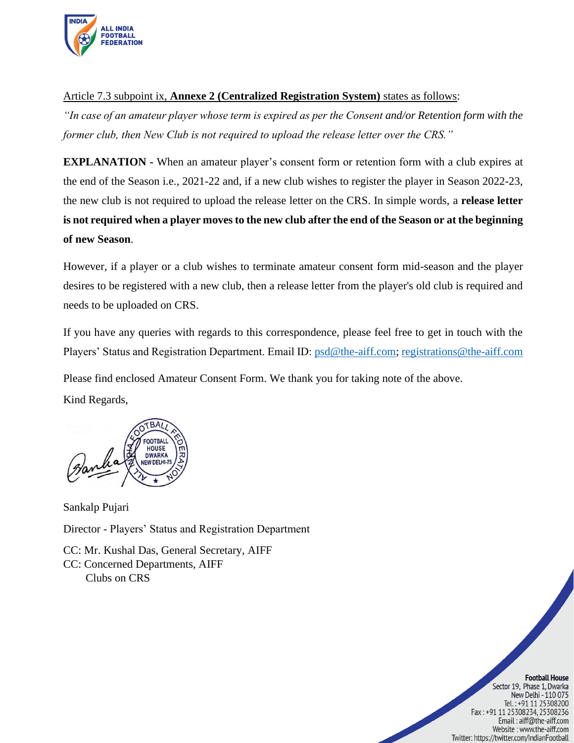<u>Article 7.3 subpoint ix, **Annexe 2 (Centralized Registration System)** states as follows</u>:

*"In case of an amateur player whose term is expired as per the Consent and/or Retention form with the former club, then New Club is not required to upload the release letter over the CRS."*

**EXPLANATION -** When an amateur player's consent form or retention form with a club expires at the end of the Season i.e., 2021-22 and, if a new club wishes to register the player in Season 2022-23, the new club is not required to upload the release letter on the CRS. In simple words, a **release letter is not required when a player moves to the new club after the end of the Season or at the beginning of new Season**.

However, if a player or a club wishes to terminate amateur consent form mid-season and the player desires to be registered with a new club, then a release letter from the player's old club is required and needs to be uploaded on CRS.

If you have any queries with regards to this correspondence, please feel free to get in touch with the Players' Status and Registration Department. Email ID: psd@the-aiff.com; registrations@the-aiff.com

Please find enclosed Amateur Consent Form. We thank you for taking note of the above.

Kind Regards,

Sankalp Pujari

Director - Players' Status and Registration Department

CC: Mr. Kushal Das, General Secretary, AIFF
CC: Concerned Departments, AIFF
Clubs on CRS

**Football House**
Sector 19, Phase 1, Dwarka
New Delhi - 110 075
Tel.: +91 11 25308200
Fax : +91 11 25308234, 25308236
Email : aiff@the-aiff.com
Website : www.the-aiff.com
Twitter: https://twitter.com/IndianFootball